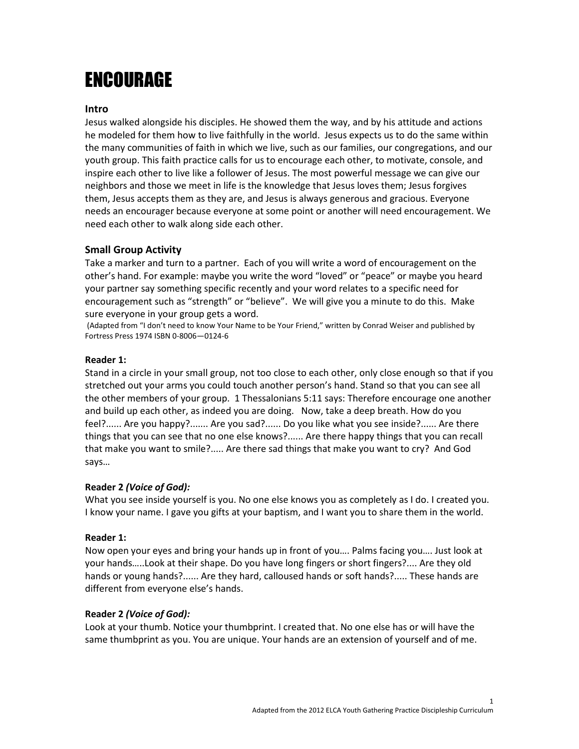# ENCOURAGE

### Intro

Jesus walked alongside his disciples. He showed them the way, and by his attitude and actions he modeled for them how to live faithfully in the world. Jesus expects us to do the same within the many communities of faith in which we live, such as our families, our congregations, and our youth group. This faith practice calls for us to encourage each other, to motivate, console, and inspire each other to live like a follower of Jesus. The most powerful message we can give our neighbors and those we meet in life is the knowledge that Jesus loves them; Jesus forgives them, Jesus accepts them as they are, and Jesus is always generous and gracious. Everyone needs an encourager because everyone at some point or another will need encouragement. We need each other to walk along side each other.

### Small Group Activity

Take a marker and turn to a partner. Each of you will write a word of encouragement on the other's hand. For example: maybe you write the word "loved" or "peace" or maybe you heard your partner say something specific recently and your word relates to a specific need for encouragement such as "strength" or "believe". We will give you a minute to do this. Make sure everyone in your group gets a word.

(Adapted from "I don't need to know Your Name to be Your Friend," written by Conrad Weiser and published by Fortress Press 1974 ISBN 0-8006—0124-6

**Reader 1:**

Stand in a circle in your small group, not too close to each other, only close enough so that if you stretched out your arms you could touch another person's hand. Stand so that you can see all the other members of your group. 1 Thessalonians 5:11 says: Therefore encourage one another and build up each other, as indeed you are doing. Now, take a deep breath. How do you feel?...... Are you happy?....... Are you sad?...... Do you like what you see inside?...... Are there things that you can see that no one else knows?...... Are there happy things that you can recall that make you want to smile?..... Are there sad things that make you want to cry? And God says…

**Reader 2 *(Voice of God):***

What you see inside yourself is you. No one else knows you as completely as I do. I created you. I know your name. I gave you gifts at your baptism, and I want you to share them in the world.

**Reader 1:**

Now open your eyes and bring your hands up in front of you…. Palms facing you…. Just look at your hands…..Look at their shape. Do you have long fingers or short fingers?.... Are they old hands or young hands?...... Are they hard, calloused hands or soft hands?..... These hands are different from everyone else's hands.

**Reader 2 *(Voice of God):***

Look at your thumb. Notice your thumbprint. I created that. No one else has or will have the same thumbprint as you. You are unique. Your hands are an extension of yourself and of me.

Adapted from the 2012 ELCA Youth Gathering Practice Discipleship Curriculum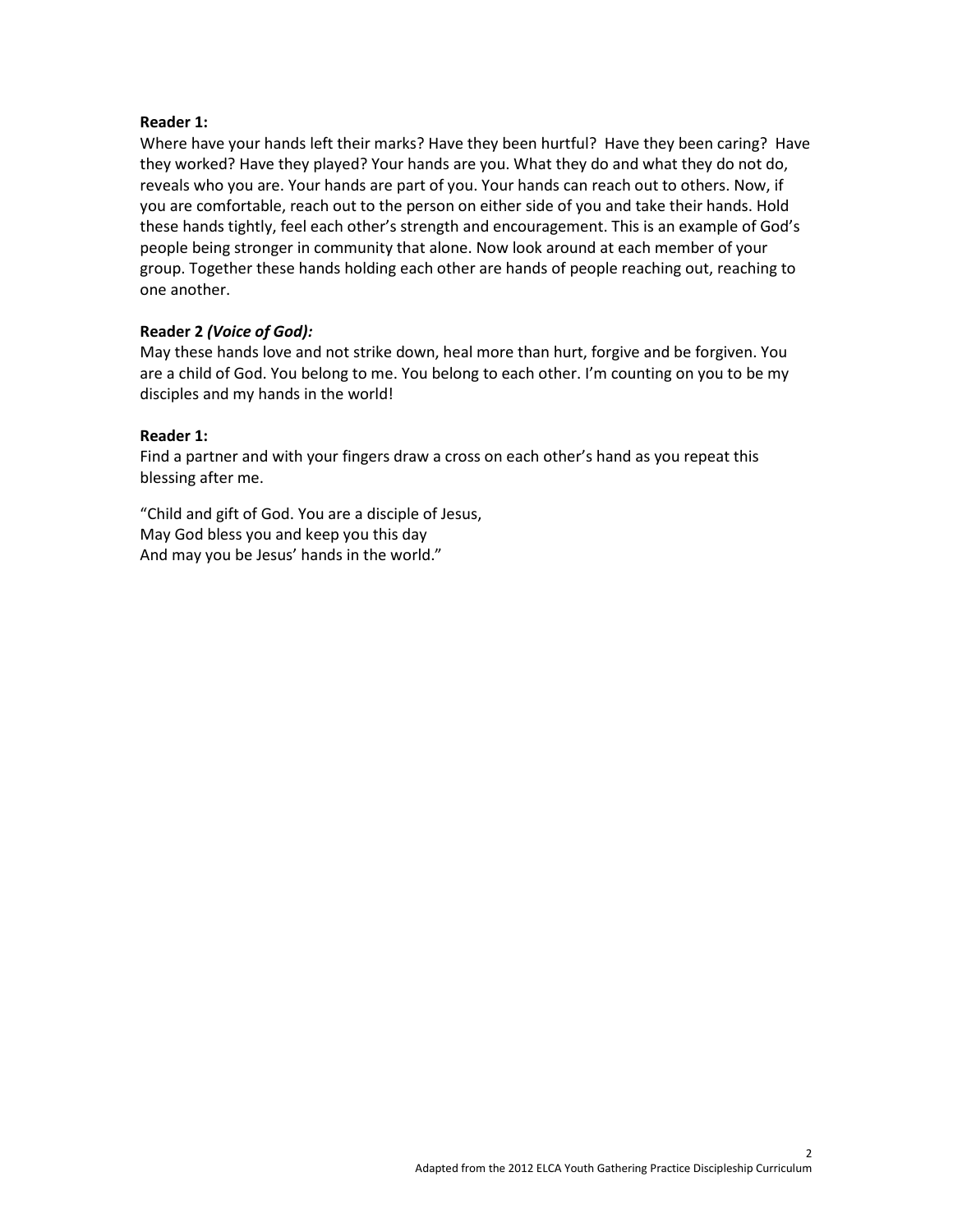**Reader 1:**
Where have your hands left their marks? Have they been hurtful? Have they been caring? Have they worked? Have they played? Your hands are you. What they do and what they do not do, reveals who you are. Your hands are part of you. Your hands can reach out to others. Now, if you are comfortable, reach out to the person on either side of you and take their hands. Hold these hands tightly, feel each other's strength and encouragement. This is an example of God's people being stronger in community that alone. Now look around at each member of your group. Together these hands holding each other are hands of people reaching out, reaching to one another.

**Reader 2** ***(Voice of God):***
May these hands love and not strike down, heal more than hurt, forgive and be forgiven. You are a child of God. You belong to me. You belong to each other. I'm counting on you to be my disciples and my hands in the world!

**Reader 1:**
Find a partner and with your fingers draw a cross on each other's hand as you repeat this blessing after me.

"Child and gift of God. You are a disciple of Jesus,
May God bless you and keep you this day
And may you be Jesus' hands in the world."

Adapted from the 2012 ELCA Youth Gathering Practice Discipleship Curriculum